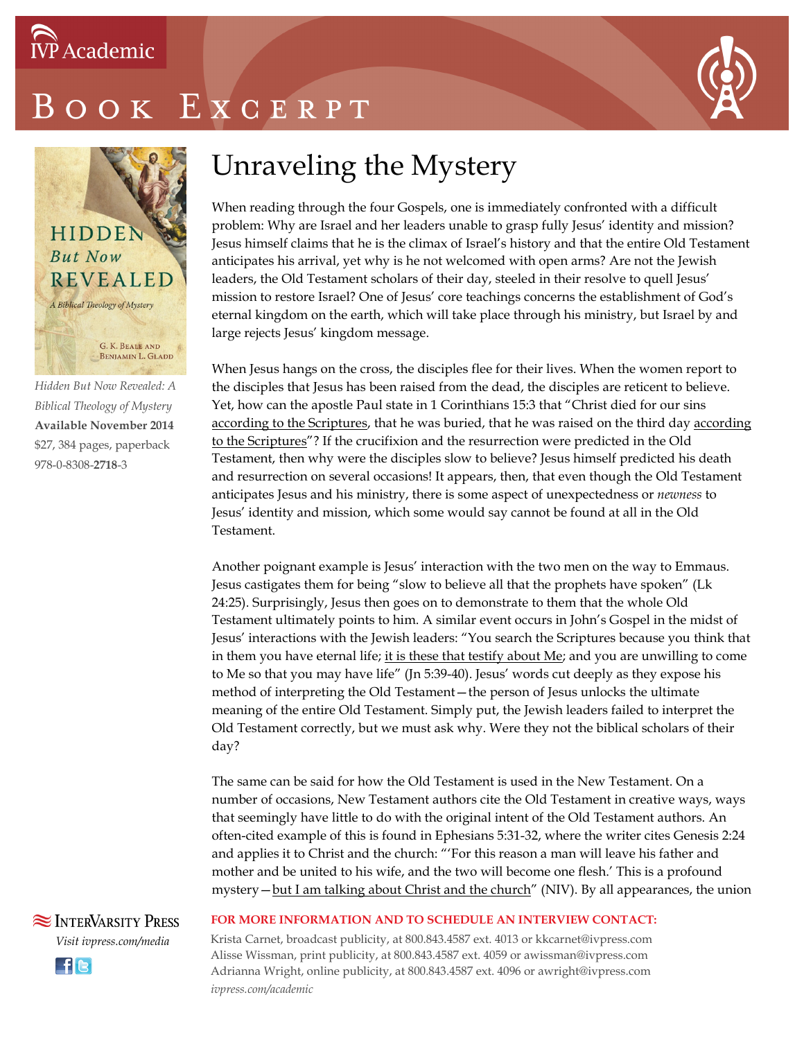IVP Academic

# Book Excerpt

*Hidden But Now Revealed: A Biblical Theology of Mystery*
**Available November 2014**
$27, 384 pages, paperback
978-0-8308-**2718**-3

## Unraveling the Mystery

When reading through the four Gospels, one is immediately confronted with a difficult problem: Why are Israel and her leaders unable to grasp fully Jesus' identity and mission? Jesus himself claims that he is the climax of Israel's history and that the entire Old Testament anticipates his arrival, yet why is he not welcomed with open arms? Are not the Jewish leaders, the Old Testament scholars of their day, steeled in their resolve to quell Jesus' mission to restore Israel? One of Jesus' core teachings concerns the establishment of God's eternal kingdom on the earth, which will take place through his ministry, but Israel by and large rejects Jesus' kingdom message.

When Jesus hangs on the cross, the disciples flee for their lives. When the women report to the disciples that Jesus has been raised from the dead, the disciples are reticent to believe. Yet, how can the apostle Paul state in 1 Corinthians 15:3 that "Christ died for our sins <u>according to the Scriptures</u>, that he was buried, that he was raised on the third day <u>according to the Scriptures</u>"? If the crucifixion and the resurrection were predicted in the Old Testament, then why were the disciples slow to believe? Jesus himself predicted his death and resurrection on several occasions! It appears, then, that even though the Old Testament anticipates Jesus and his ministry, there is some aspect of unexpectedness or *newness* to Jesus' identity and mission, which some would say cannot be found at all in the Old Testament.

Another poignant example is Jesus' interaction with the two men on the way to Emmaus. Jesus castigates them for being "slow to believe all that the prophets have spoken" (Lk 24:25). Surprisingly, Jesus then goes on to demonstrate to them that the whole Old Testament ultimately points to him. A similar event occurs in John's Gospel in the midst of Jesus' interactions with the Jewish leaders: "You search the Scriptures because you think that in them you have eternal life; <u>it is these that testify about Me</u>; and you are unwilling to come to Me so that you may have life" (Jn 5:39-40). Jesus' words cut deeply as they expose his method of interpreting the Old Testament—the person of Jesus unlocks the ultimate meaning of the entire Old Testament. Simply put, the Jewish leaders failed to interpret the Old Testament correctly, but we must ask why. Were they not the biblical scholars of their day?

The same can be said for how the Old Testament is used in the New Testament. On a number of occasions, New Testament authors cite the Old Testament in creative ways, ways that seemingly have little to do with the original intent of the Old Testament authors. An often-cited example of this is found in Ephesians 5:31-32, where the writer cites Genesis 2:24 and applies it to Christ and the church: "'For this reason a man will leave his father and mother and be united to his wife, and the two will become one flesh.' This is a profound mystery—<u>but I am talking about Christ and the church</u>" (NIV). By all appearances, the union

InterVarsity Press
*Visit ivpress.com/media*

**FOR MORE INFORMATION AND TO SCHEDULE AN INTERVIEW CONTACT:**

Krista Carnet, broadcast publicity, at 800.843.4587 ext. 4013 or kkcarnet@ivpress.com
Alisse Wissman, print publicity, at 800.843.4587 ext. 4059 or awissman@ivpress.com
Adrianna Wright, online publicity, at 800.843.4587 ext. 4096 or awright@ivpress.com
*ivpress.com/academic*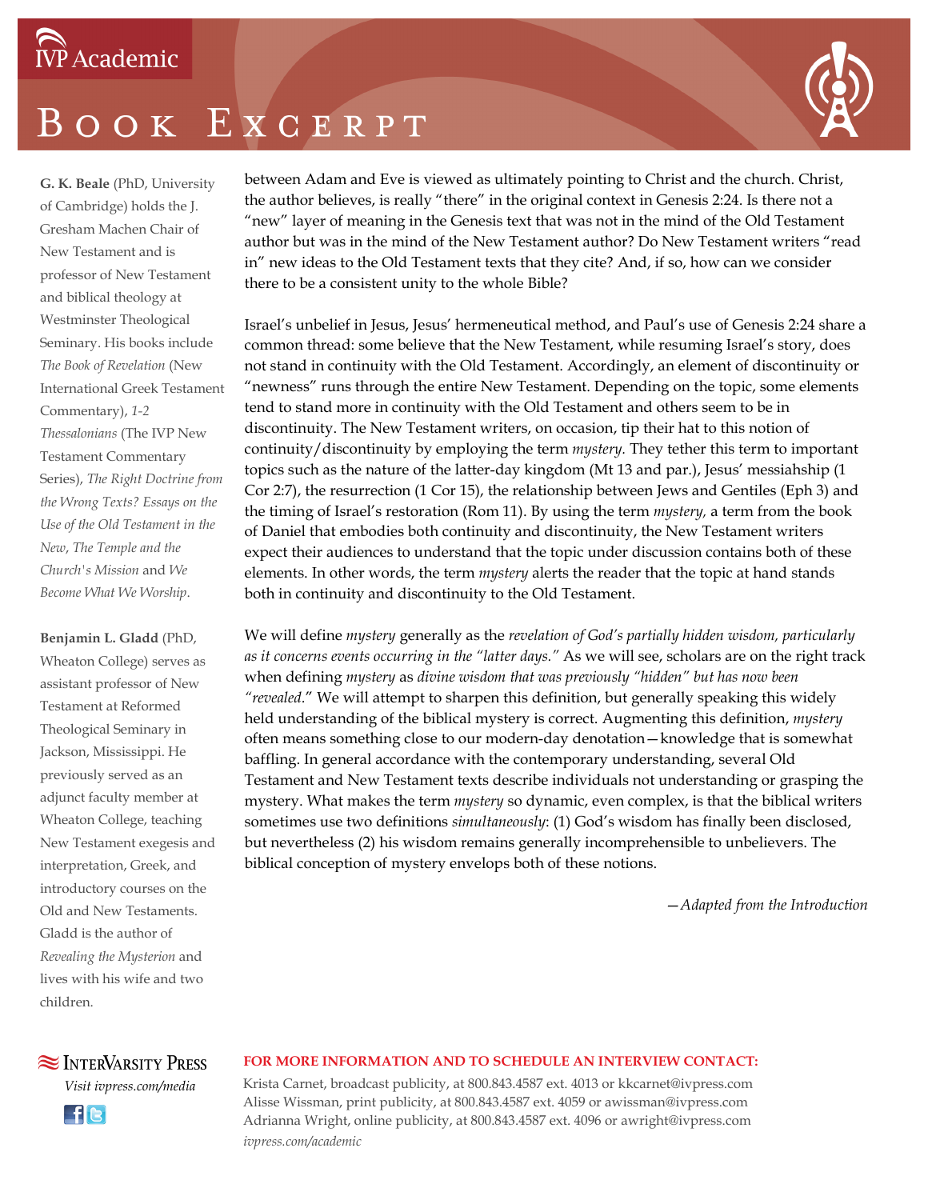# Book Excerpt

**G. K. Beale** (PhD, University of Cambridge) holds the J. Gresham Machen Chair of New Testament and is professor of New Testament and biblical theology at Westminster Theological Seminary. His books include *The Book of Revelation* (New International Greek Testament Commentary), *1-2 Thessalonians* (The IVP New Testament Commentary Series), *The Right Doctrine from the Wrong Texts? Essays on the Use of the Old Testament in the New*, *The Temple and the Church's Mission* and *We Become What We Worship*.

**Benjamin L. Gladd** (PhD, Wheaton College) serves as assistant professor of New Testament at Reformed Theological Seminary in Jackson, Mississippi. He previously served as an adjunct faculty member at Wheaton College, teaching New Testament exegesis and interpretation, Greek, and introductory courses on the Old and New Testaments. Gladd is the author of *Revealing the Mysterion* and lives with his wife and two children.

between Adam and Eve is viewed as ultimately pointing to Christ and the church. Christ, the author believes, is really "there" in the original context in Genesis 2:24. Is there not a "new" layer of meaning in the Genesis text that was not in the mind of the Old Testament author but was in the mind of the New Testament author? Do New Testament writers "read in" new ideas to the Old Testament texts that they cite? And, if so, how can we consider there to be a consistent unity to the whole Bible?

Israel's unbelief in Jesus, Jesus' hermeneutical method, and Paul's use of Genesis 2:24 share a common thread: some believe that the New Testament, while resuming Israel's story, does not stand in continuity with the Old Testament. Accordingly, an element of discontinuity or "newness" runs through the entire New Testament. Depending on the topic, some elements tend to stand more in continuity with the Old Testament and others seem to be in discontinuity. The New Testament writers, on occasion, tip their hat to this notion of continuity/discontinuity by employing the term *mystery.* They tether this term to important topics such as the nature of the latter-day kingdom (Mt 13 and par.), Jesus' messiahship (1 Cor 2:7), the resurrection (1 Cor 15), the relationship between Jews and Gentiles (Eph 3) and the timing of Israel's restoration (Rom 11). By using the term *mystery,* a term from the book of Daniel that embodies both continuity and discontinuity, the New Testament writers expect their audiences to understand that the topic under discussion contains both of these elements. In other words, the term *mystery* alerts the reader that the topic at hand stands both in continuity and discontinuity to the Old Testament.

We will define *mystery* generally as the *revelation of God's partially hidden wisdom, particularly as it concerns events occurring in the "latter days."* As we will see, scholars are on the right track when defining *mystery* as *divine wisdom that was previously "hidden" but has now been "revealed*." We will attempt to sharpen this definition, but generally speaking this widely held understanding of the biblical mystery is correct. Augmenting this definition, *mystery* often means something close to our modern-day denotation—knowledge that is somewhat baffling. In general accordance with the contemporary understanding, several Old Testament and New Testament texts describe individuals not understanding or grasping the mystery. What makes the term *mystery* so dynamic, even complex, is that the biblical writers sometimes use two definitions *simultaneously*: (1) God's wisdom has finally been disclosed, but nevertheless (2) his wisdom remains generally incomprehensible to unbelievers. The biblical conception of mystery envelops both of these notions.

*—Adapted from the Introduction*

InterVarsity Press
*Visit ivpress.com/media*

**FOR MORE INFORMATION AND TO SCHEDULE AN INTERVIEW CONTACT:**

Krista Carnet, broadcast publicity, at 800.843.4587 ext. 4013 or kkcarnet@ivpress.com
Alisse Wissman, print publicity, at 800.843.4587 ext. 4059 or awissman@ivpress.com
Adrianna Wright, online publicity, at 800.843.4587 ext. 4096 or awright@ivpress.com
*ivpress.com/academic*